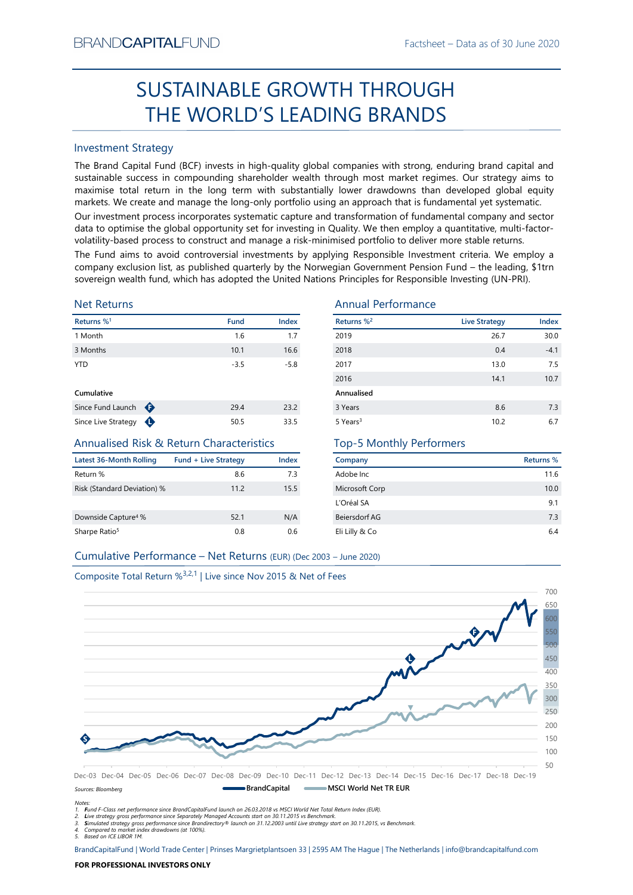BRANDCAPITALFUND

Factsheet – Data as of 30 June 2020

# SUSTAINABLE GROWTH THROUGH THE WORLD'S LEADING BRANDS

## Investment Strategy

The Brand Capital Fund (BCF) invests in high-quality global companies with strong, enduring brand capital and sustainable success in compounding shareholder wealth through most market regimes. Our strategy aims to maximise total return in the long term with substantially lower drawdowns than developed global equity markets. We create and manage the long-only portfolio using an approach that is fundamental yet systematic.

Our investment process incorporates systematic capture and transformation of fundamental company and sector data to optimise the global opportunity set for investing in Quality. We then employ a quantitative, multi-factor-volatility-based process to construct and manage a risk-minimised portfolio to deliver more stable returns.

The Fund aims to avoid controversial investments by applying Responsible Investment criteria. We employ a company exclusion list, as published quarterly by the Norwegian Government Pension Fund – the leading, $1trn sovereign wealth fund, which has adopted the United Nations Principles for Responsible Investing (UN-PRI).

## Net Returns

| Returns %[1] | Fund | Index |
|---|---|---|
| 1 Month | 1.6 | 1.7 |
| 3 Months | 10.1 | 16.6 |
| YTD | -3.5 | -5.8 |
| **Cumulative** | | |
| Since Fund Launch (F) | 29.4 | 23.2 |
| Since Live Strategy (L) | 50.5 | 33.5 |

## Annual Performance

| Returns %[2] | Live Strategy | Index |
|---|---|---|
| 2019 | 26.7 | 30.0 |
| 2018 | 0.4 | -4.1 |
| 2017 | 13.0 | 7.5 |
| 2016 | 14.1 | 10.7 |
| **Annualised** | | |
| 3 Years | 8.6 | 7.3 |
| 5 Years[3] | 10.2 | 6.7 |

## Annualised Risk & Return Characteristics

| Latest 36-Month Rolling | Fund + Live Strategy | Index |
|---|---|---|
| Return % | 8.6 | 7.3 |
| Risk (Standard Deviation) % | 11.2 | 15.5 |
| Downside Capture[4] % | 52.1 | N/A |
| Sharpe Ratio[5] | 0.8 | 0.6 |

## Top-5 Monthly Performers

| Company | Returns % |
|---|---|
| Adobe Inc | 11.6 |
| Microsoft Corp | 10.0 |
| L'Oréal SA | 9.1 |
| Beiersdorf AG | 7.3 |
| Eli Lilly & Co | 6.4 |

## Cumulative Performance – Net Returns (EUR) (Dec 2003 – June 2020)

Composite Total Return %[3,2,1] | Live since Nov 2015 & Net of Fees

Sources: Bloomberg — BrandCapital — MSCI World Net TR EUR

Notes:
1. Fund F-Class net performance since BrandCapitalFund launch on 26.03.2018 vs MSCI World Net Total Return Index (EUR).
2. Live strategy gross performance since Separately Managed Accounts start on 30.11.2015 vs Benchmark.
3. Simulated strategy gross performance since Brandirectory® launch on 31.12.2003 until Live strategy start on 30.11.2015, vs Benchmark.
4. Compared to market index drawdowns (at 100%).
5. Based on ICE LIBOR 1M.

BrandCapitalFund | World Trade Center | Prinses Margrietplantsoen 33 | 2595 AM The Hague | The Netherlands | info@brandcapitalfund.com

**FOR PROFESSIONAL INVESTORS ONLY**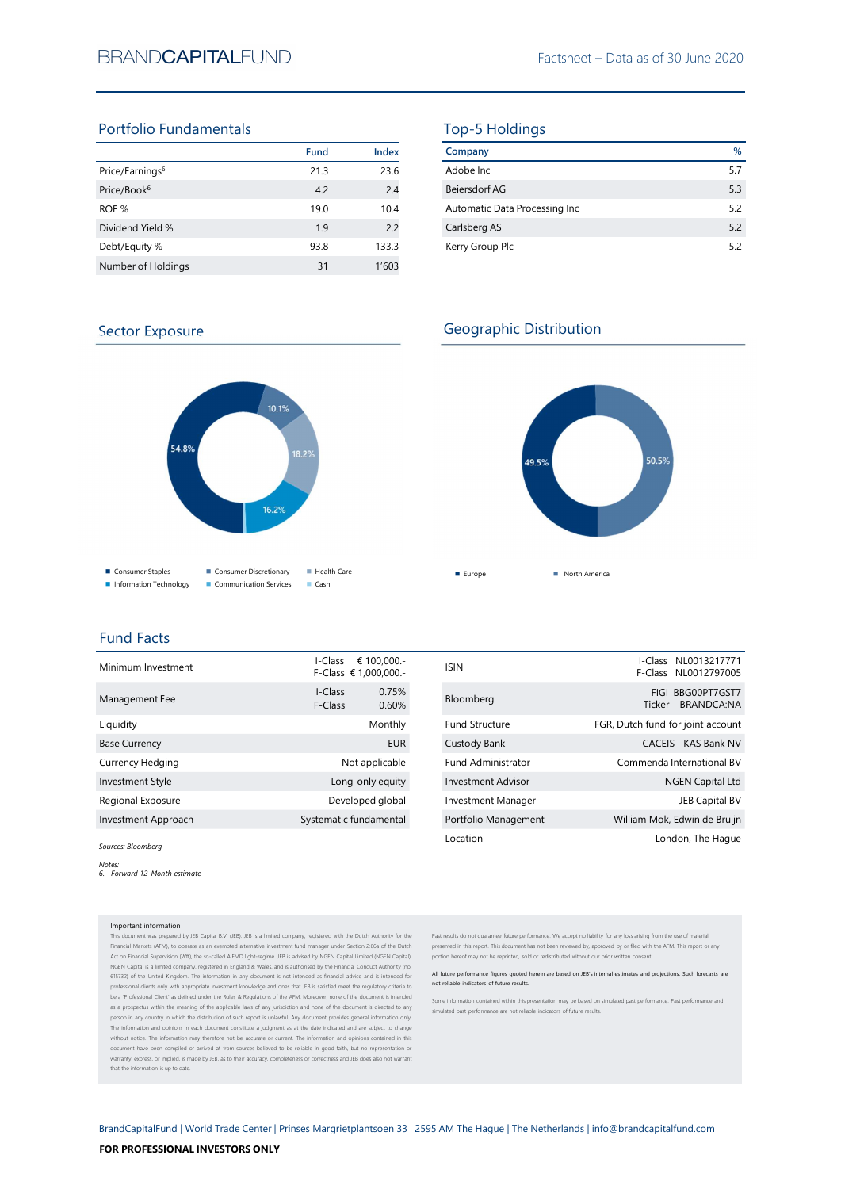BRANDCAPITALFUND

Factsheet – Data as of 30 June 2020

## Portfolio Fundamentals

| | Fund | Index |
|---|---|---|
| Price/Earnings[6] | 21.3 | 23.6 |
| Price/Book[6] | 4.2 | 2.4 |
| ROE % | 19.0 | 10.4 |
| Dividend Yield % | 1.9 | 2.2 |
| Debt/Equity % | 93.8 | 133.3 |
| Number of Holdings | 31 | 1'603 |

## Top-5 Holdings

| Company | % |
|---|---|
| Adobe Inc | 5.7 |
| Beiersdorf AG | 5.3 |
| Automatic Data Processing Inc | 5.2 |
| Carlsberg AS | 5.2 |
| Kerry Group Plc | 5.2 |

## Sector Exposure

10.1%
18.2%
16.2%
54.8%

Consumer Staples
Consumer Discretionary
Health Care
Information Technology
Communication Services
Cash

## Geographic Distribution

49.5%
50.5%

Europe
North America

## Fund Facts

| | |
|---|---|
| Minimum Investment | I-Class € 100,000.- F-Class € 1,000,000.- |
| Management Fee | I-Class 0.75% F-Class 0.60% |
| Liquidity | Monthly |
| Base Currency | EUR |
| Currency Hedging | Not applicable |
| Investment Style | Long-only equity |
| Regional Exposure | Developed global |
| Investment Approach | Systematic fundamental |

| | |
|---|---|
| ISIN | I-Class NL0013217771 F-Class NL0012797005 |
| Bloomberg | FIGI BBG00PT7GST7 Ticker BRANDCA:NA |
| Fund Structure | FGR, Dutch fund for joint account |
| Custody Bank | CACEIS - KAS Bank NV |
| Fund Administrator | Commenda International BV |
| Investment Advisor | NGEN Capital Ltd |
| Investment Manager | JEB Capital BV |
| Portfolio Management | William Mok, Edwin de Bruijn |
| Location | London, The Hague |

*Sources: Bloomberg*

*Notes:*
*6. Forward 12-Month estimate*

Important information

This document was prepared by JEB Capital B.V. (JEB). JEB is a limited company, registered with the Dutch Authority for the Financial Markets (AFM), to operate as an exempted alternative investment fund manager under Section 2:66a of the Dutch Act on Financial Supervision (Wft), the so-called AIFMD light-regime. JEB is advised by NGEN Capital Limited (NGEN Capital). NGEN Capital is a limited company, registered in England & Wales, and is authorised by the Financial Conduct Authority (no. 615732) of the United Kingdom. The information in any document is not intended as financial advice and is intended for professional clients only with appropriate investment knowledge and ones that JEB is satisfied meet the regulatory criteria to be a 'Professional Client' as defined under the Rules & Regulations of the AFM. Moreover, none of the document is intended as a prospectus within the meaning of the applicable laws of any jurisdiction and none of the document is directed to any person in any country in which the distribution of such report is unlawful. Any document provides general information only. The information and opinions in each document constitute a judgment as at the date indicated and are subject to change without notice. The information may therefore not be accurate or current. The information and opinions contained in this document have been compiled or arrived at from sources believed to be reliable in good faith, but no representation or warranty, express, or implied, is made by JEB, as to their accuracy, completeness or correctness and JEB does also not warrant that the information is up to date.

Past results do not guarantee future performance. We accept no liability for any loss arising from the use of material presented in this report. This document has not been reviewed by, approved by or filed with the AFM. This report or any portion hereof may not be reprinted, sold or redistributed without our prior written consent.

All future performance figures quoted herein are based on JEB's internal estimates and projections. Such forecasts are not reliable indicators of future results.

Some information contained within this presentation may be based on simulated past performance. Past performance and simulated past performance are not reliable indicators of future results.

BrandCapitalFund | World Trade Center | Prinses Margrietplantsoen 33 | 2595 AM The Hague | The Netherlands | info@brandcapitalfund.com

**FOR PROFESSIONAL INVESTORS ONLY**